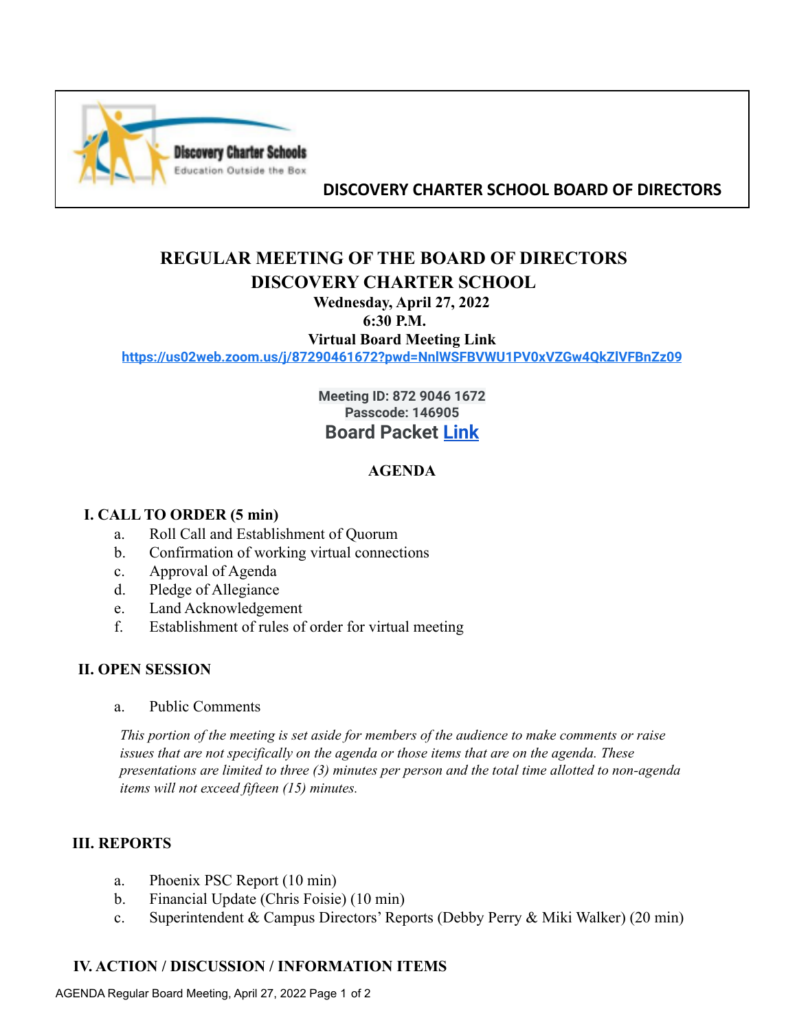**DISCOVERY CHARTER SCHOOL BOARD OF DIRECTORS**

# REGULAR MEETING OF THE BOARD OF DIRECTORS
# DISCOVERY CHARTER SCHOOL

**Wednesday, April 27, 2022**
**6:30 P.M.**
**Virtual Board Meeting Link**
https://us02web.zoom.us/j/87290461672?pwd=NnlWSFBVWU1PV0xVZGw4QkZlVFBnZz09

**Meeting ID: 872 9046 1672**
**Passcode: 146905**
**Board Packet Link**

## AGENDA

### I. CALL TO ORDER (5 min)

a. Roll Call and Establishment of Quorum
b. Confirmation of working virtual connections
c. Approval of Agenda
d. Pledge of Allegiance
e. Land Acknowledgement
f. Establishment of rules of order for virtual meeting

### II. OPEN SESSION

a. Public Comments

*This portion of the meeting is set aside for members of the audience to make comments or raise issues that are not specifically on the agenda or those items that are on the agenda. These presentations are limited to three (3) minutes per person and the total time allotted to non-agenda items will not exceed fifteen (15) minutes.*

### III. REPORTS

a. Phoenix PSC Report (10 min)
b. Financial Update (Chris Foisie) (10 min)
c. Superintendent & Campus Directors' Reports (Debby Perry & Miki Walker) (20 min)

### IV. ACTION / DISCUSSION / INFORMATION ITEMS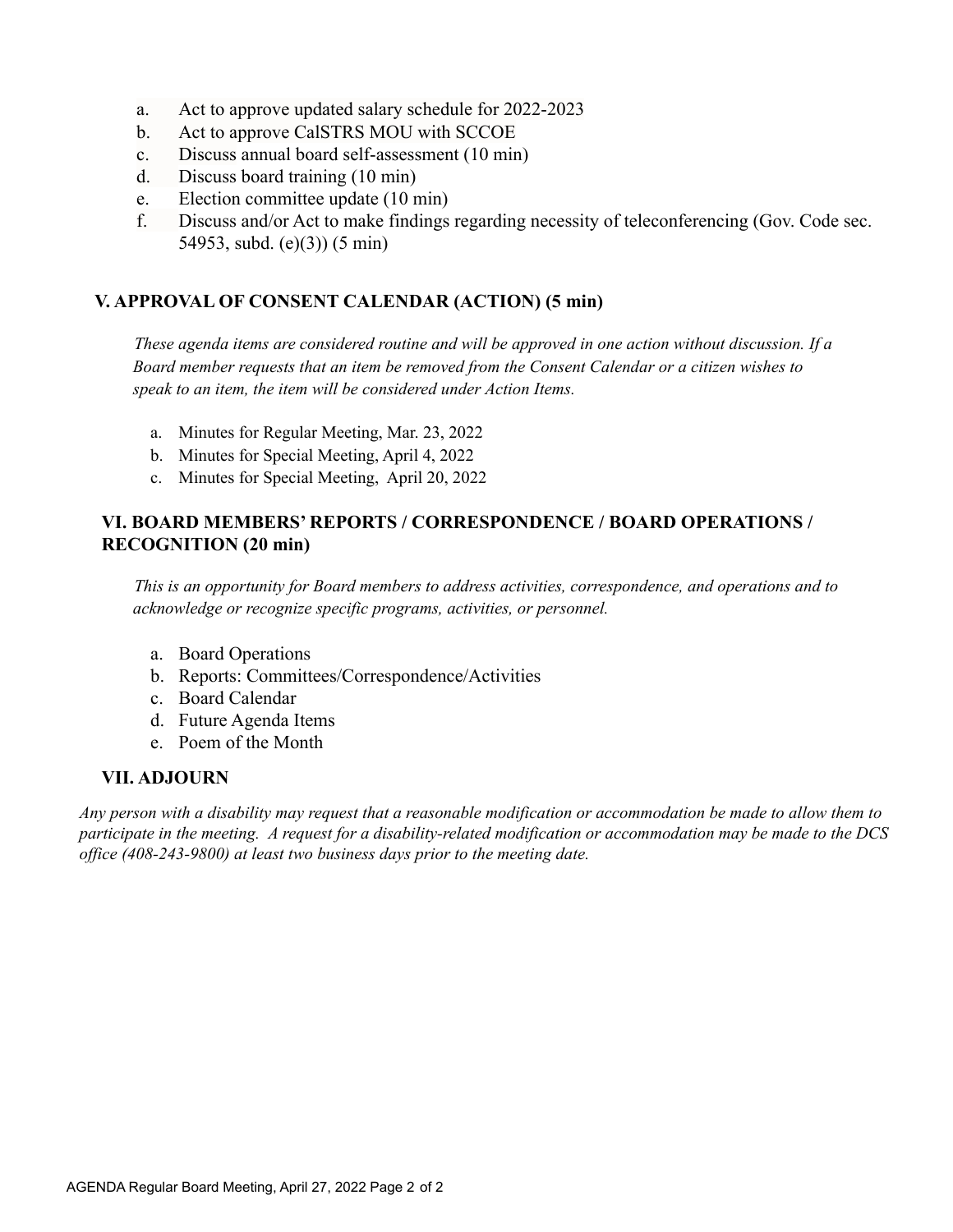a. Act to approve updated salary schedule for 2022-2023
b. Act to approve CalSTRS MOU with SCCOE
c. Discuss annual board self-assessment (10 min)
d. Discuss board training (10 min)
e. Election committee update (10 min)
f. Discuss and/or Act to make findings regarding necessity of teleconferencing (Gov. Code sec. 54953, subd. (e)(3)) (5 min)

## V. APPROVAL OF CONSENT CALENDAR (ACTION) (5 min)

*These agenda items are considered routine and will be approved in one action without discussion. If a Board member requests that an item be removed from the Consent Calendar or a citizen wishes to speak to an item, the item will be considered under Action Items.*

a. Minutes for Regular Meeting, Mar. 23, 2022
b. Minutes for Special Meeting, April 4, 2022
c. Minutes for Special Meeting, April 20, 2022

## VI. BOARD MEMBERS' REPORTS / CORRESPONDENCE / BOARD OPERATIONS / RECOGNITION (20 min)

*This is an opportunity for Board members to address activities, correspondence, and operations and to acknowledge or recognize specific programs, activities, or personnel.*

a. Board Operations
b. Reports: Committees/Correspondence/Activities
c. Board Calendar
d. Future Agenda Items
e. Poem of the Month

## VII. ADJOURN

*Any person with a disability may request that a reasonable modification or accommodation be made to allow them to participate in the meeting. A request for a disability-related modification or accommodation may be made to the DCS office (408-243-9800) at least two business days prior to the meeting date.*